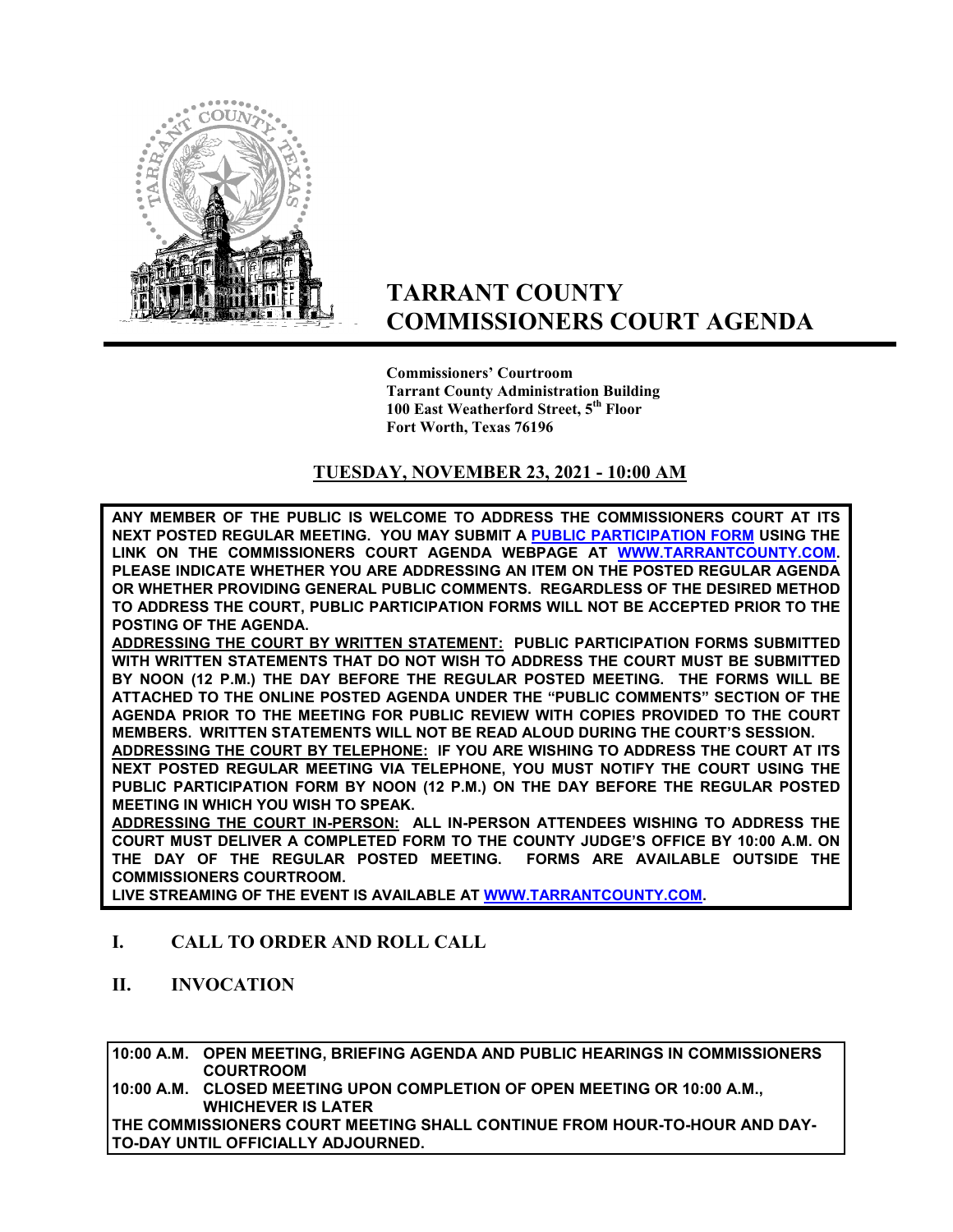# TARRANT COUNTY COMMISSIONERS COURT AGENDA

**Commissioners' Courtroom**
**Tarrant County Administration Building**
**100 East Weatherford Street, 5th Floor**
**Fort Worth, Texas 76196**

## TUESDAY, NOVEMBER 23, 2021 - 10:00 AM

**ANY MEMBER OF THE PUBLIC IS WELCOME TO ADDRESS THE COMMISSIONERS COURT AT ITS NEXT POSTED REGULAR MEETING. YOU MAY SUBMIT A PUBLIC PARTICIPATION FORM USING THE LINK ON THE COMMISSIONERS COURT AGENDA WEBPAGE AT WWW.TARRANTCOUNTY.COM. PLEASE INDICATE WHETHER YOU ARE ADDRESSING AN ITEM ON THE POSTED REGULAR AGENDA OR WHETHER PROVIDING GENERAL PUBLIC COMMENTS. REGARDLESS OF THE DESIRED METHOD TO ADDRESS THE COURT, PUBLIC PARTICIPATION FORMS WILL NOT BE ACCEPTED PRIOR TO THE POSTING OF THE AGENDA.**

**ADDRESSING THE COURT BY WRITTEN STATEMENT: PUBLIC PARTICIPATION FORMS SUBMITTED WITH WRITTEN STATEMENTS THAT DO NOT WISH TO ADDRESS THE COURT MUST BE SUBMITTED BY NOON (12 P.M.) THE DAY BEFORE THE REGULAR POSTED MEETING. THE FORMS WILL BE ATTACHED TO THE ONLINE POSTED AGENDA UNDER THE "PUBLIC COMMENTS" SECTION OF THE AGENDA PRIOR TO THE MEETING FOR PUBLIC REVIEW WITH COPIES PROVIDED TO THE COURT MEMBERS. WRITTEN STATEMENTS WILL NOT BE READ ALOUD DURING THE COURT'S SESSION.**

**ADDRESSING THE COURT BY TELEPHONE: IF YOU ARE WISHING TO ADDRESS THE COURT AT ITS NEXT POSTED REGULAR MEETING VIA TELEPHONE, YOU MUST NOTIFY THE COURT USING THE PUBLIC PARTICIPATION FORM BY NOON (12 P.M.) ON THE DAY BEFORE THE REGULAR POSTED MEETING IN WHICH YOU WISH TO SPEAK.**

**ADDRESSING THE COURT IN-PERSON: ALL IN-PERSON ATTENDEES WISHING TO ADDRESS THE COURT MUST DELIVER A COMPLETED FORM TO THE COUNTY JUDGE'S OFFICE BY 10:00 A.M. ON THE DAY OF THE REGULAR POSTED MEETING. FORMS ARE AVAILABLE OUTSIDE THE COMMISSIONERS COURTROOM.**

**LIVE STREAMING OF THE EVENT IS AVAILABLE AT WWW.TARRANTCOUNTY.COM.**

## I. CALL TO ORDER AND ROLL CALL

## II. INVOCATION

**10:00 A.M. OPEN MEETING, BRIEFING AGENDA AND PUBLIC HEARINGS IN COMMISSIONERS COURTROOM**
**10:00 A.M. CLOSED MEETING UPON COMPLETION OF OPEN MEETING OR 10:00 A.M., WHICHEVER IS LATER**
**THE COMMISSIONERS COURT MEETING SHALL CONTINUE FROM HOUR-TO-HOUR AND DAY-TO-DAY UNTIL OFFICIALLY ADJOURNED.**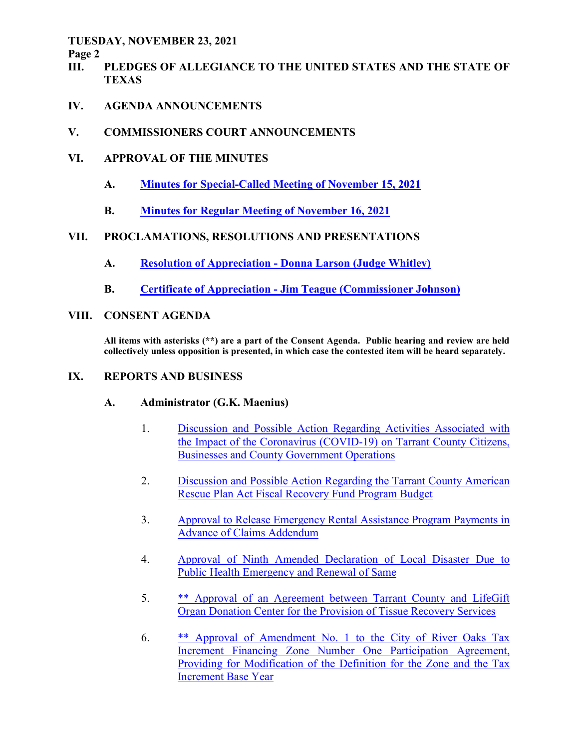## III. PLEDGES OF ALLEGIANCE TO THE UNITED STATES AND THE STATE OF TEXAS

## IV. AGENDA ANNOUNCEMENTS

## V. COMMISSIONERS COURT ANNOUNCEMENTS

## VI. APPROVAL OF THE MINUTES

**A.** **Minutes for Special-Called Meeting of November 15, 2021**

**B.** **Minutes for Regular Meeting of November 16, 2021**

## VII. PROCLAMATIONS, RESOLUTIONS AND PRESENTATIONS

**A.** **Resolution of Appreciation - Donna Larson (Judge Whitley)**

**B.** **Certificate of Appreciation - Jim Teague (Commissioner Johnson)**

## VIII. CONSENT AGENDA

**All items with asterisks (**) are a part of the Consent Agenda. Public hearing and review are held collectively unless opposition is presented, in which case the contested item will be heard separately.**

## IX. REPORTS AND BUSINESS

### A. Administrator (G.K. Maenius)

1. Discussion and Possible Action Regarding Activities Associated with the Impact of the Coronavirus (COVID-19) on Tarrant County Citizens, Businesses and County Government Operations

2. Discussion and Possible Action Regarding the Tarrant County American Rescue Plan Act Fiscal Recovery Fund Program Budget

3. Approval to Release Emergency Rental Assistance Program Payments in Advance of Claims Addendum

4. Approval of Ninth Amended Declaration of Local Disaster Due to Public Health Emergency and Renewal of Same

5. ** Approval of an Agreement between Tarrant County and LifeGift Organ Donation Center for the Provision of Tissue Recovery Services

6. ** Approval of Amendment No. 1 to the City of River Oaks Tax Increment Financing Zone Number One Participation Agreement, Providing for Modification of the Definition for the Zone and the Tax Increment Base Year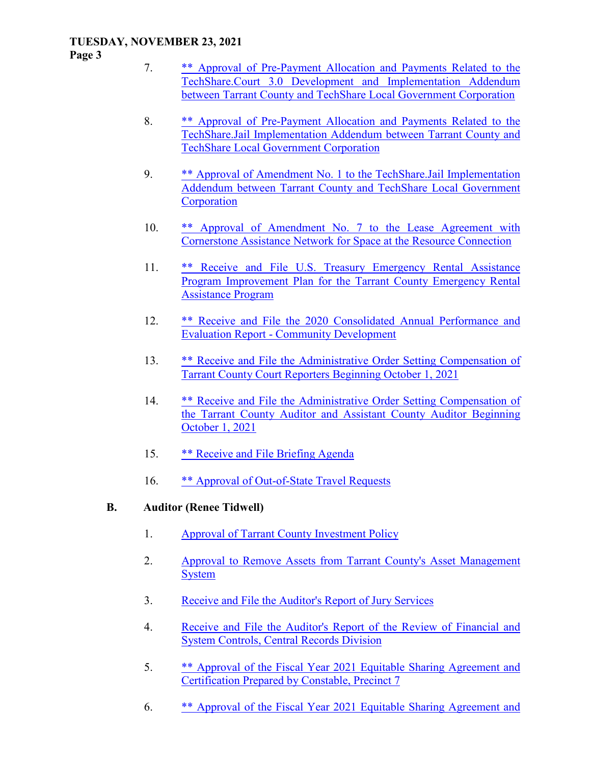7. ** Approval of Pre-Payment Allocation and Payments Related to the TechShare.Court 3.0 Development and Implementation Addendum between Tarrant County and TechShare Local Government Corporation

8. ** Approval of Pre-Payment Allocation and Payments Related to the TechShare.Jail Implementation Addendum between Tarrant County and TechShare Local Government Corporation

9. ** Approval of Amendment No. 1 to the TechShare.Jail Implementation Addendum between Tarrant County and TechShare Local Government Corporation

10. ** Approval of Amendment No. 7 to the Lease Agreement with Cornerstone Assistance Network for Space at the Resource Connection

11. ** Receive and File U.S. Treasury Emergency Rental Assistance Program Improvement Plan for the Tarrant County Emergency Rental Assistance Program

12. ** Receive and File the 2020 Consolidated Annual Performance and Evaluation Report - Community Development

13. ** Receive and File the Administrative Order Setting Compensation of Tarrant County Court Reporters Beginning October 1, 2021

14. ** Receive and File the Administrative Order Setting Compensation of the Tarrant County Auditor and Assistant County Auditor Beginning October 1, 2021

15. ** Receive and File Briefing Agenda

16. ** Approval of Out-of-State Travel Requests

**B. Auditor (Renee Tidwell)**

1. Approval of Tarrant County Investment Policy

2. Approval to Remove Assets from Tarrant County's Asset Management System

3. Receive and File the Auditor's Report of Jury Services

4. Receive and File the Auditor's Report of the Review of Financial and System Controls, Central Records Division

5. ** Approval of the Fiscal Year 2021 Equitable Sharing Agreement and Certification Prepared by Constable, Precinct 7

6. ** Approval of the Fiscal Year 2021 Equitable Sharing Agreement and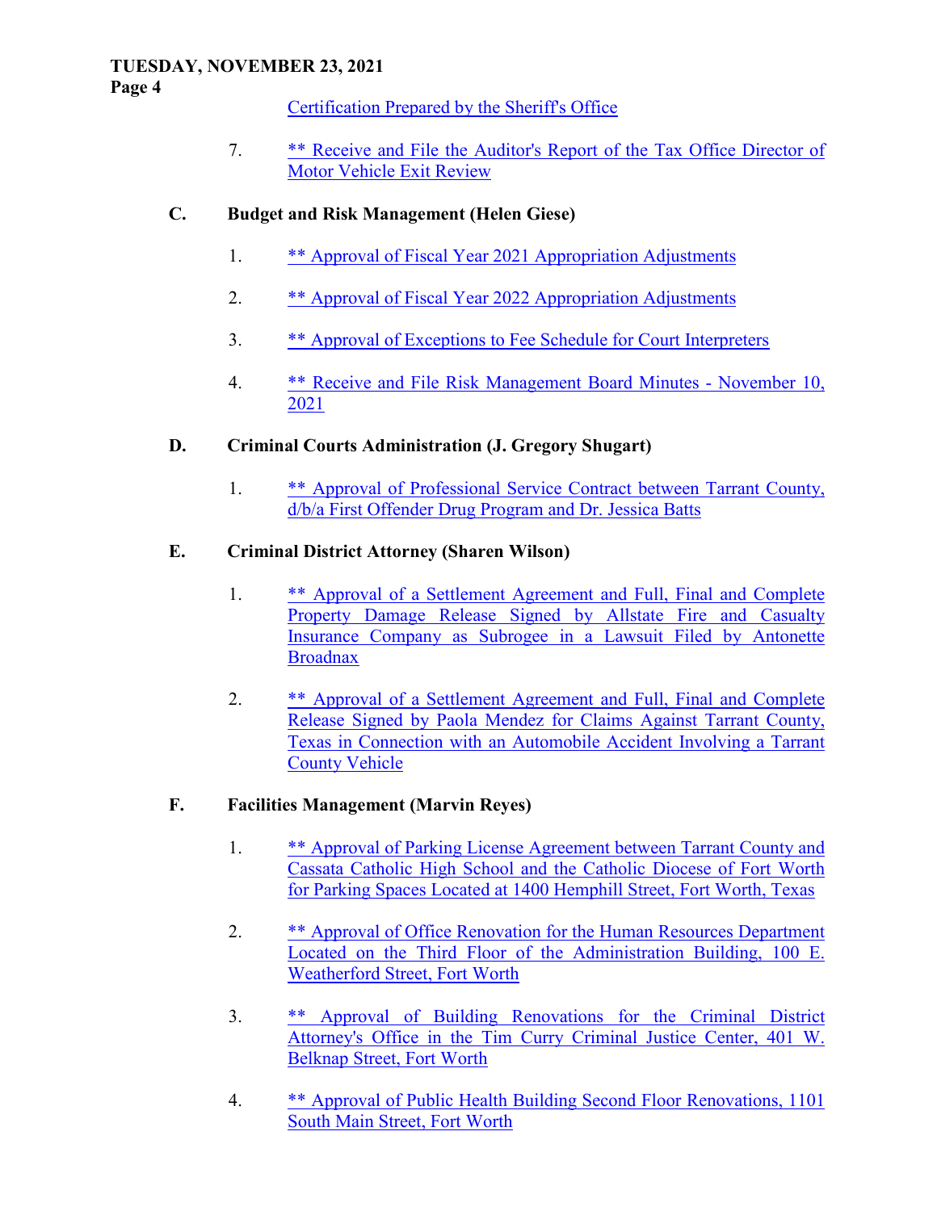Certification Prepared by the Sheriff's Office

7. ** Receive and File the Auditor's Report of the Tax Office Director of Motor Vehicle Exit Review

**C. Budget and Risk Management (Helen Giese)**

1. ** Approval of Fiscal Year 2021 Appropriation Adjustments

2. ** Approval of Fiscal Year 2022 Appropriation Adjustments

3. ** Approval of Exceptions to Fee Schedule for Court Interpreters

4. ** Receive and File Risk Management Board Minutes - November 10, 2021

**D. Criminal Courts Administration (J. Gregory Shugart)**

1. ** Approval of Professional Service Contract between Tarrant County, d/b/a First Offender Drug Program and Dr. Jessica Batts

**E. Criminal District Attorney (Sharen Wilson)**

1. ** Approval of a Settlement Agreement and Full, Final and Complete Property Damage Release Signed by Allstate Fire and Casualty Insurance Company as Subrogee in a Lawsuit Filed by Antonette Broadnax

2. ** Approval of a Settlement Agreement and Full, Final and Complete Release Signed by Paola Mendez for Claims Against Tarrant County, Texas in Connection with an Automobile Accident Involving a Tarrant County Vehicle

**F. Facilities Management (Marvin Reyes)**

1. ** Approval of Parking License Agreement between Tarrant County and Cassata Catholic High School and the Catholic Diocese of Fort Worth for Parking Spaces Located at 1400 Hemphill Street, Fort Worth, Texas

2. ** Approval of Office Renovation for the Human Resources Department Located on the Third Floor of the Administration Building, 100 E. Weatherford Street, Fort Worth

3. ** Approval of Building Renovations for the Criminal District Attorney's Office in the Tim Curry Criminal Justice Center, 401 W. Belknap Street, Fort Worth

4. ** Approval of Public Health Building Second Floor Renovations, 1101 South Main Street, Fort Worth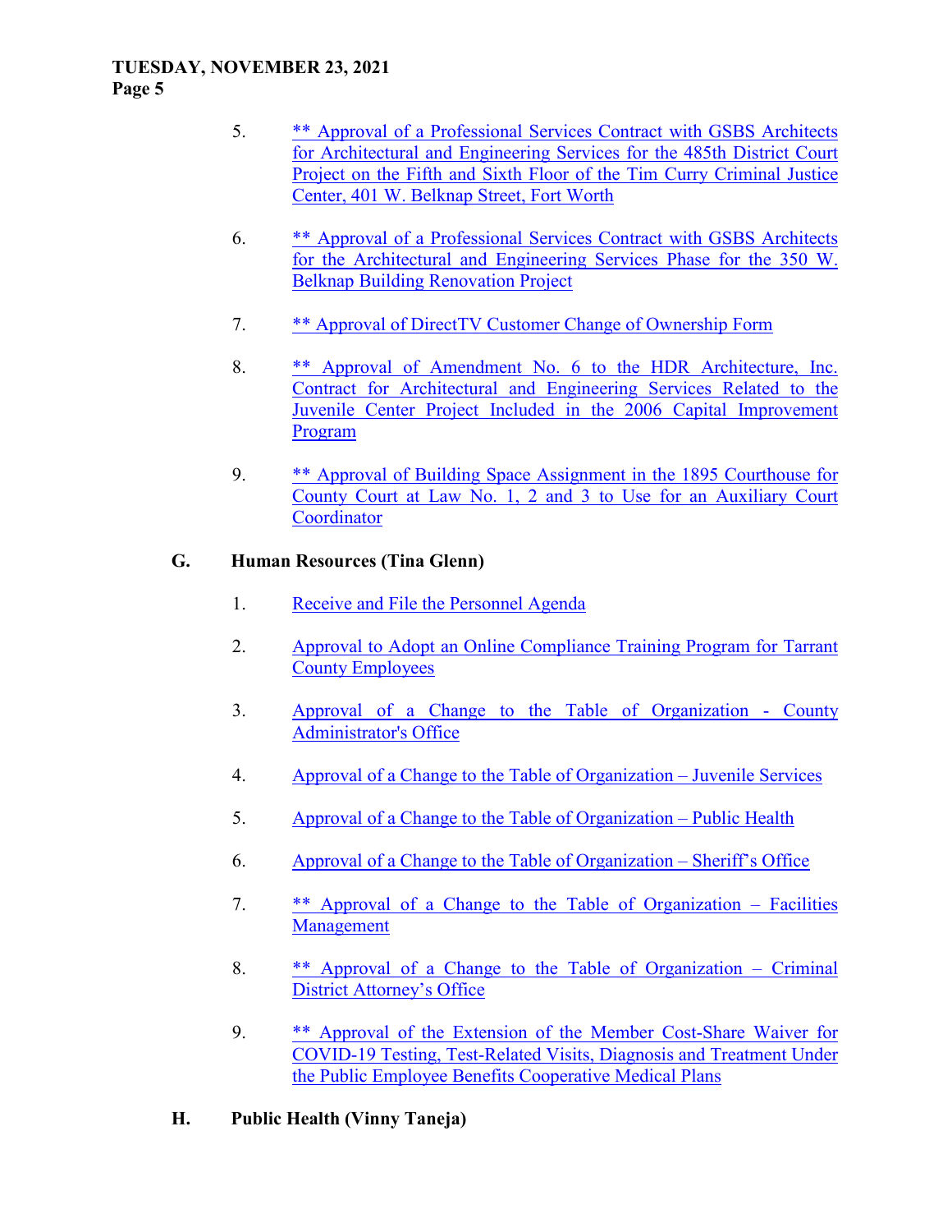5. ** Approval of a Professional Services Contract with GSBS Architects for Architectural and Engineering Services for the 485th District Court Project on the Fifth and Sixth Floor of the Tim Curry Criminal Justice Center, 401 W. Belknap Street, Fort Worth

6. ** Approval of a Professional Services Contract with GSBS Architects for the Architectural and Engineering Services Phase for the 350 W. Belknap Building Renovation Project

7. ** Approval of DirectTV Customer Change of Ownership Form

8. ** Approval of Amendment No. 6 to the HDR Architecture, Inc. Contract for Architectural and Engineering Services Related to the Juvenile Center Project Included in the 2006 Capital Improvement Program

9. ** Approval of Building Space Assignment in the 1895 Courthouse for County Court at Law No. 1, 2 and 3 to Use for an Auxiliary Court Coordinator

**G. Human Resources (Tina Glenn)**

1. Receive and File the Personnel Agenda

2. Approval to Adopt an Online Compliance Training Program for Tarrant County Employees

3. Approval of a Change to the Table of Organization - County Administrator's Office

4. Approval of a Change to the Table of Organization – Juvenile Services

5. Approval of a Change to the Table of Organization – Public Health

6. Approval of a Change to the Table of Organization – Sheriff's Office

7. ** Approval of a Change to the Table of Organization – Facilities Management

8. ** Approval of a Change to the Table of Organization – Criminal District Attorney's Office

9. ** Approval of the Extension of the Member Cost-Share Waiver for COVID-19 Testing, Test-Related Visits, Diagnosis and Treatment Under the Public Employee Benefits Cooperative Medical Plans

**H. Public Health (Vinny Taneja)**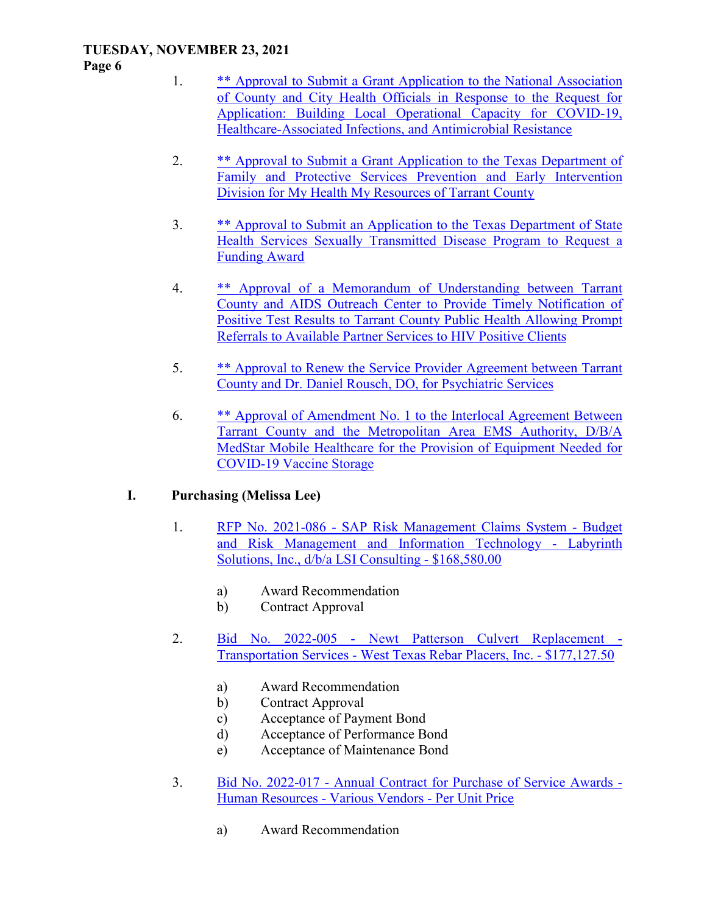1. ** Approval to Submit a Grant Application to the National Association of County and City Health Officials in Response to the Request for Application: Building Local Operational Capacity for COVID-19, Healthcare-Associated Infections, and Antimicrobial Resistance

2. ** Approval to Submit a Grant Application to the Texas Department of Family and Protective Services Prevention and Early Intervention Division for My Health My Resources of Tarrant County

3. ** Approval to Submit an Application to the Texas Department of State Health Services Sexually Transmitted Disease Program to Request a Funding Award

4. ** Approval of a Memorandum of Understanding between Tarrant County and AIDS Outreach Center to Provide Timely Notification of Positive Test Results to Tarrant County Public Health Allowing Prompt Referrals to Available Partner Services to HIV Positive Clients

5. ** Approval to Renew the Service Provider Agreement between Tarrant County and Dr. Daniel Rousch, DO, for Psychiatric Services

6. ** Approval of Amendment No. 1 to the Interlocal Agreement Between Tarrant County and the Metropolitan Area EMS Authority, D/B/A MedStar Mobile Healthcare for the Provision of Equipment Needed for COVID-19 Vaccine Storage

## I. Purchasing (Melissa Lee)

1. RFP No. 2021-086 - SAP Risk Management Claims System - Budget and Risk Management and Information Technology - Labyrinth Solutions, Inc., d/b/a LSI Consulting - $168,580.00

   a) Award Recommendation
   b) Contract Approval

2. Bid No. 2022-005 - Newt Patterson Culvert Replacement - Transportation Services - West Texas Rebar Placers, Inc. - $177,127.50

   a) Award Recommendation
   b) Contract Approval
   c) Acceptance of Payment Bond
   d) Acceptance of Performance Bond
   e) Acceptance of Maintenance Bond

3. Bid No. 2022-017 - Annual Contract for Purchase of Service Awards - Human Resources - Various Vendors - Per Unit Price

   a) Award Recommendation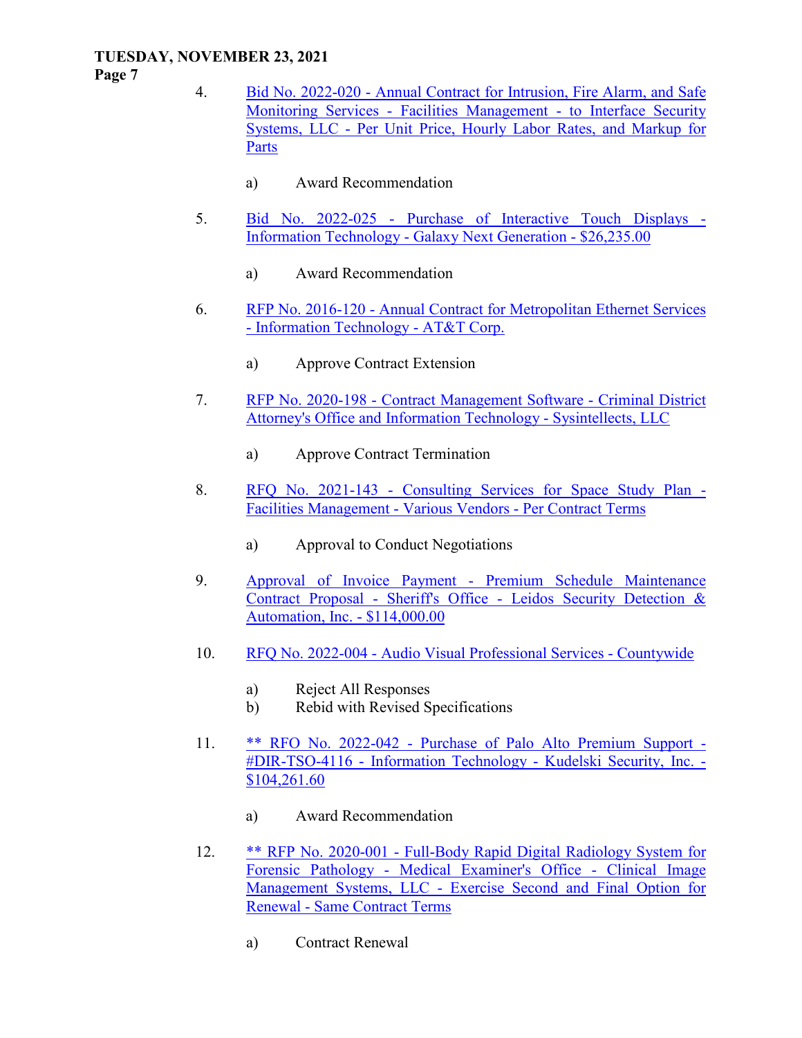4. Bid No. 2022-020 - Annual Contract for Intrusion, Fire Alarm, and Safe Monitoring Services - Facilities Management - to Interface Security Systems, LLC - Per Unit Price, Hourly Labor Rates, and Markup for Parts

    a) Award Recommendation

5. Bid No. 2022-025 - Purchase of Interactive Touch Displays - Information Technology - Galaxy Next Generation - $26,235.00

    a) Award Recommendation

6. RFP No. 2016-120 - Annual Contract for Metropolitan Ethernet Services - Information Technology - AT&T Corp.

    a) Approve Contract Extension

7. RFP No. 2020-198 - Contract Management Software - Criminal District Attorney's Office and Information Technology - Sysintellects, LLC

    a) Approve Contract Termination

8. RFQ No. 2021-143 - Consulting Services for Space Study Plan - Facilities Management - Various Vendors - Per Contract Terms

    a) Approval to Conduct Negotiations

9. Approval of Invoice Payment - Premium Schedule Maintenance Contract Proposal - Sheriff's Office - Leidos Security Detection & Automation, Inc. - $114,000.00

10. RFQ No. 2022-004 - Audio Visual Professional Services - Countywide

    a) Reject All Responses
    b) Rebid with Revised Specifications

11. ** RFO No. 2022-042 - Purchase of Palo Alto Premium Support - #DIR-TSO-4116 - Information Technology - Kudelski Security, Inc. - $104,261.60

    a) Award Recommendation

12. ** RFP No. 2020-001 - Full-Body Rapid Digital Radiology System for Forensic Pathology - Medical Examiner's Office - Clinical Image Management Systems, LLC - Exercise Second and Final Option for Renewal - Same Contract Terms

    a) Contract Renewal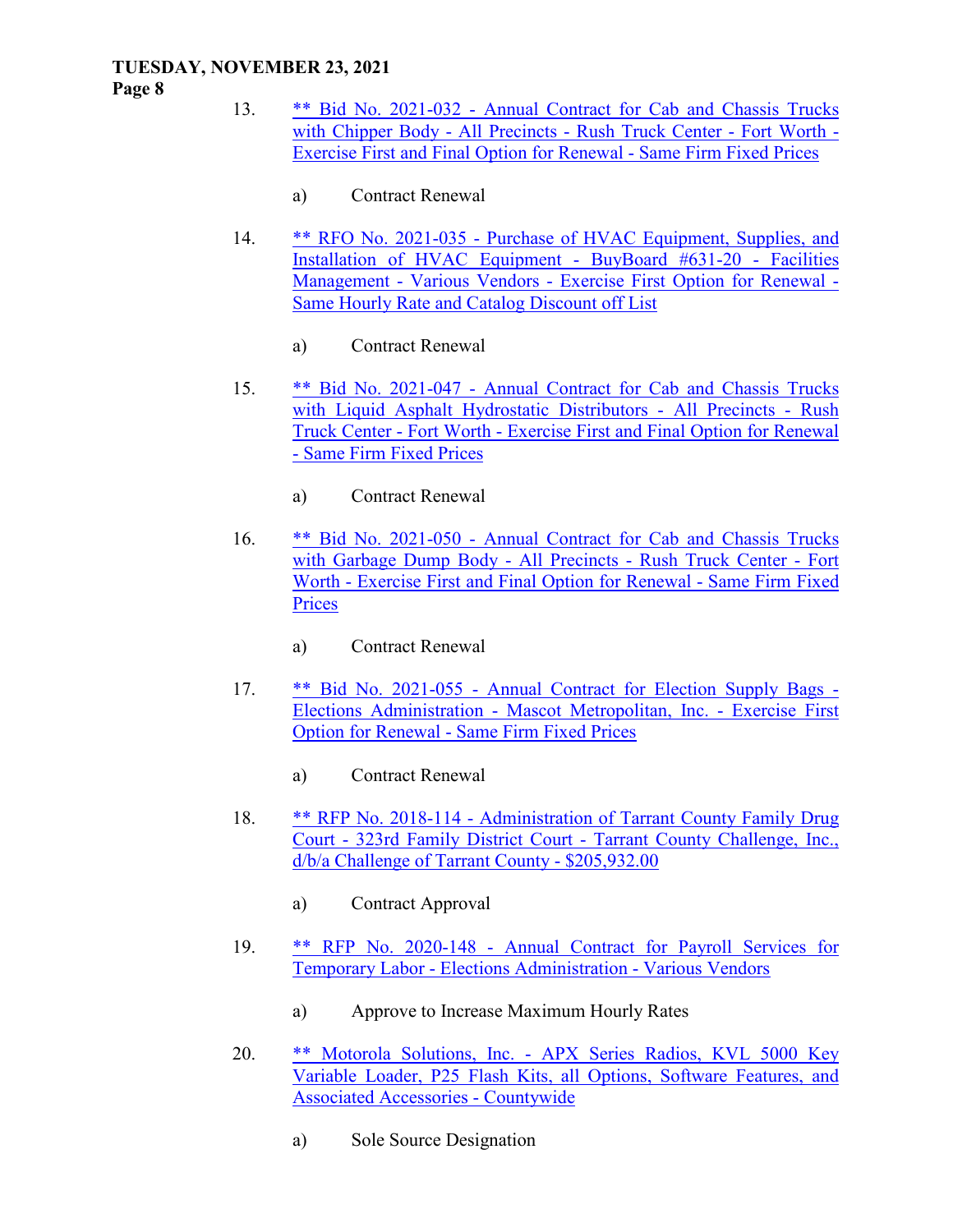13. ** Bid No. 2021-032 - Annual Contract for Cab and Chassis Trucks with Chipper Body - All Precincts - Rush Truck Center - Fort Worth - Exercise First and Final Option for Renewal - Same Firm Fixed Prices

    a) Contract Renewal

14. ** RFO No. 2021-035 - Purchase of HVAC Equipment, Supplies, and Installation of HVAC Equipment - BuyBoard #631-20 - Facilities Management - Various Vendors - Exercise First Option for Renewal - Same Hourly Rate and Catalog Discount off List

    a) Contract Renewal

15. ** Bid No. 2021-047 - Annual Contract for Cab and Chassis Trucks with Liquid Asphalt Hydrostatic Distributors - All Precincts - Rush Truck Center - Fort Worth - Exercise First and Final Option for Renewal - Same Firm Fixed Prices

    a) Contract Renewal

16. ** Bid No. 2021-050 - Annual Contract for Cab and Chassis Trucks with Garbage Dump Body - All Precincts - Rush Truck Center - Fort Worth - Exercise First and Final Option for Renewal - Same Firm Fixed Prices

    a) Contract Renewal

17. ** Bid No. 2021-055 - Annual Contract for Election Supply Bags - Elections Administration - Mascot Metropolitan, Inc. - Exercise First Option for Renewal - Same Firm Fixed Prices

    a) Contract Renewal

18. ** RFP No. 2018-114 - Administration of Tarrant County Family Drug Court - 323rd Family District Court - Tarrant County Challenge, Inc., d/b/a Challenge of Tarrant County - $205,932.00

    a) Contract Approval

19. ** RFP No. 2020-148 - Annual Contract for Payroll Services for Temporary Labor - Elections Administration - Various Vendors

    a) Approve to Increase Maximum Hourly Rates

20. ** Motorola Solutions, Inc. - APX Series Radios, KVL 5000 Key Variable Loader, P25 Flash Kits, all Options, Software Features, and Associated Accessories - Countywide

    a) Sole Source Designation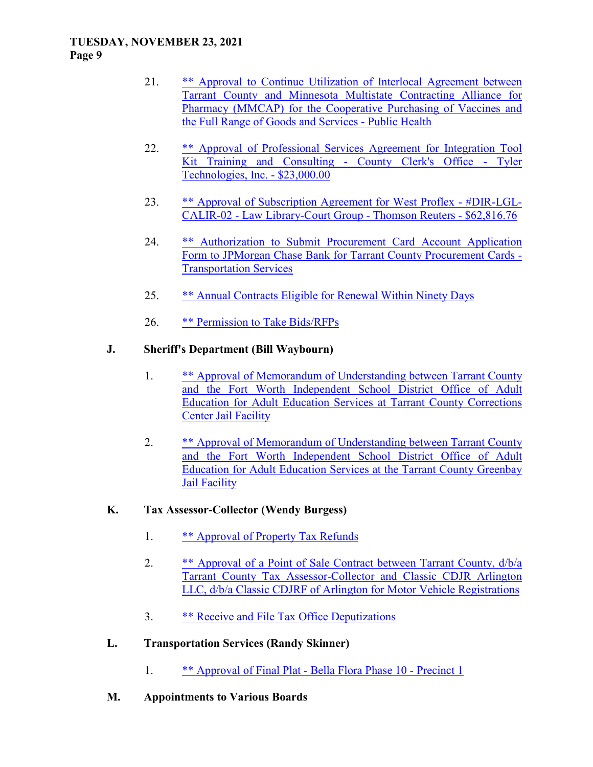21. ** Approval to Continue Utilization of Interlocal Agreement between Tarrant County and Minnesota Multistate Contracting Alliance for Pharmacy (MMCAP) for the Cooperative Purchasing of Vaccines and the Full Range of Goods and Services - Public Health

22. ** Approval of Professional Services Agreement for Integration Tool Kit Training and Consulting - County Clerk's Office - Tyler Technologies, Inc. - $23,000.00

23. ** Approval of Subscription Agreement for West Proflex - #DIR-LGL-CALIR-02 - Law Library-Court Group - Thomson Reuters - $62,816.76

24. ** Authorization to Submit Procurement Card Account Application Form to JPMorgan Chase Bank for Tarrant County Procurement Cards - Transportation Services

25. ** Annual Contracts Eligible for Renewal Within Ninety Days

26. ** Permission to Take Bids/RFPs

**J. Sheriff's Department (Bill Waybourn)**

1. ** Approval of Memorandum of Understanding between Tarrant County and the Fort Worth Independent School District Office of Adult Education for Adult Education Services at Tarrant County Corrections Center Jail Facility

2. ** Approval of Memorandum of Understanding between Tarrant County and the Fort Worth Independent School District Office of Adult Education for Adult Education Services at the Tarrant County Greenbay Jail Facility

**K. Tax Assessor-Collector (Wendy Burgess)**

1. ** Approval of Property Tax Refunds

2. ** Approval of a Point of Sale Contract between Tarrant County, d/b/a Tarrant County Tax Assessor-Collector and Classic CDJR Arlington LLC, d/b/a Classic CDJRF of Arlington for Motor Vehicle Registrations

3. ** Receive and File Tax Office Deputizations

**L. Transportation Services (Randy Skinner)**

1. ** Approval of Final Plat - Bella Flora Phase 10 - Precinct 1

**M. Appointments to Various Boards**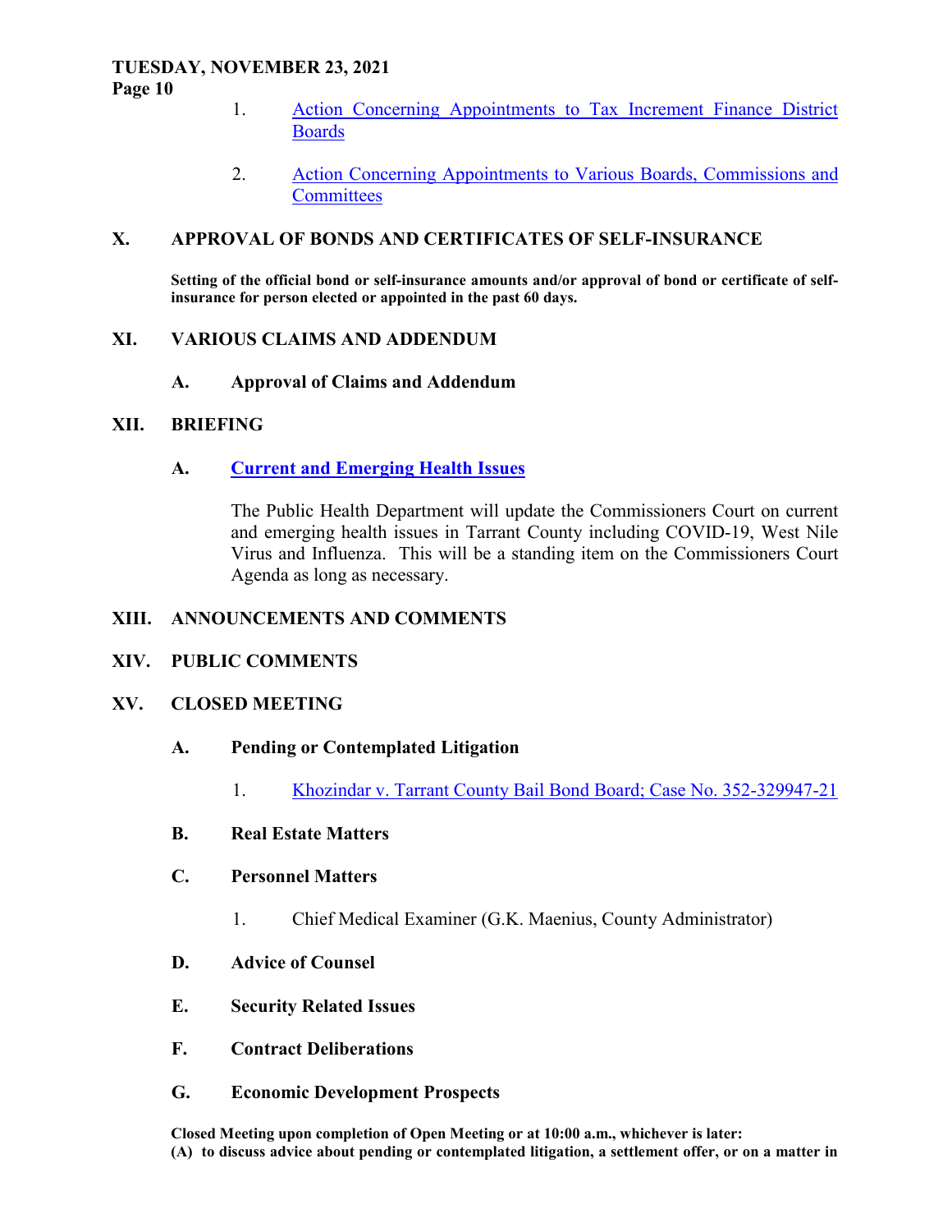1. Action Concerning Appointments to Tax Increment Finance District Boards

2. Action Concerning Appointments to Various Boards, Commissions and Committees

## X. APPROVAL OF BONDS AND CERTIFICATES OF SELF-INSURANCE

**Setting of the official bond or self-insurance amounts and/or approval of bond or certificate of self-insurance for person elected or appointed in the past 60 days.**

## XI. VARIOUS CLAIMS AND ADDENDUM

### A. Approval of Claims and Addendum

## XII. BRIEFING

### A. Current and Emerging Health Issues

The Public Health Department will update the Commissioners Court on current and emerging health issues in Tarrant County including COVID-19, West Nile Virus and Influenza. This will be a standing item on the Commissioners Court Agenda as long as necessary.

## XIII. ANNOUNCEMENTS AND COMMENTS

## XIV. PUBLIC COMMENTS

## XV. CLOSED MEETING

### A. Pending or Contemplated Litigation

1. Khozindar v. Tarrant County Bail Bond Board; Case No. 352-329947-21

### B. Real Estate Matters

### C. Personnel Matters

1. Chief Medical Examiner (G.K. Maenius, County Administrator)

### D. Advice of Counsel

### E. Security Related Issues

### F. Contract Deliberations

### G. Economic Development Prospects

**Closed Meeting upon completion of Open Meeting or at 10:00 a.m., whichever is later:**
**(A) to discuss advice about pending or contemplated litigation, a settlement offer, or on a matter in**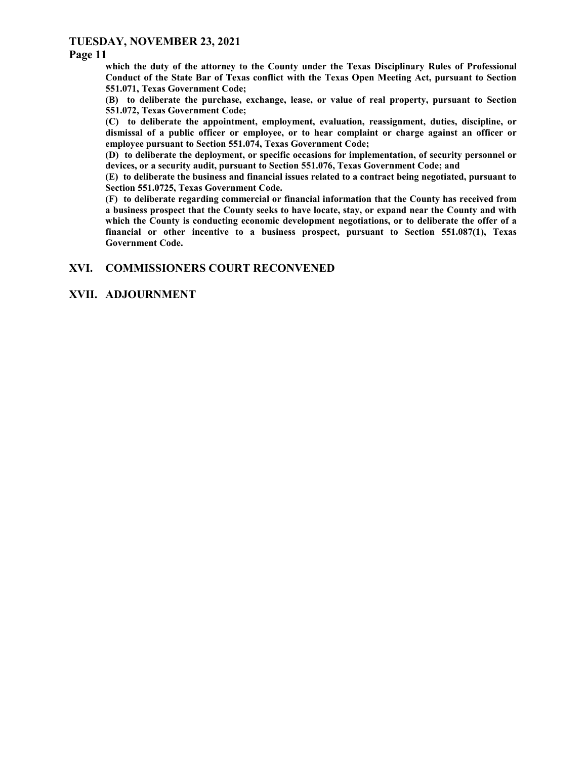**which the duty of the attorney to the County under the Texas Disciplinary Rules of Professional Conduct of the State Bar of Texas conflict with the Texas Open Meeting Act, pursuant to Section 551.071, Texas Government Code;**

**(B) to deliberate the purchase, exchange, lease, or value of real property, pursuant to Section 551.072, Texas Government Code;**

**(C) to deliberate the appointment, employment, evaluation, reassignment, duties, discipline, or dismissal of a public officer or employee, or to hear complaint or charge against an officer or employee pursuant to Section 551.074, Texas Government Code;**

**(D) to deliberate the deployment, or specific occasions for implementation, of security personnel or devices, or a security audit, pursuant to Section 551.076, Texas Government Code; and**

**(E) to deliberate the business and financial issues related to a contract being negotiated, pursuant to Section 551.0725, Texas Government Code.**

**(F) to deliberate regarding commercial or financial information that the County has received from a business prospect that the County seeks to have locate, stay, or expand near the County and with which the County is conducting economic development negotiations, or to deliberate the offer of a financial or other incentive to a business prospect, pursuant to Section 551.087(1), Texas Government Code.**

## XVI. COMMISSIONERS COURT RECONVENED

## XVII. ADJOURNMENT